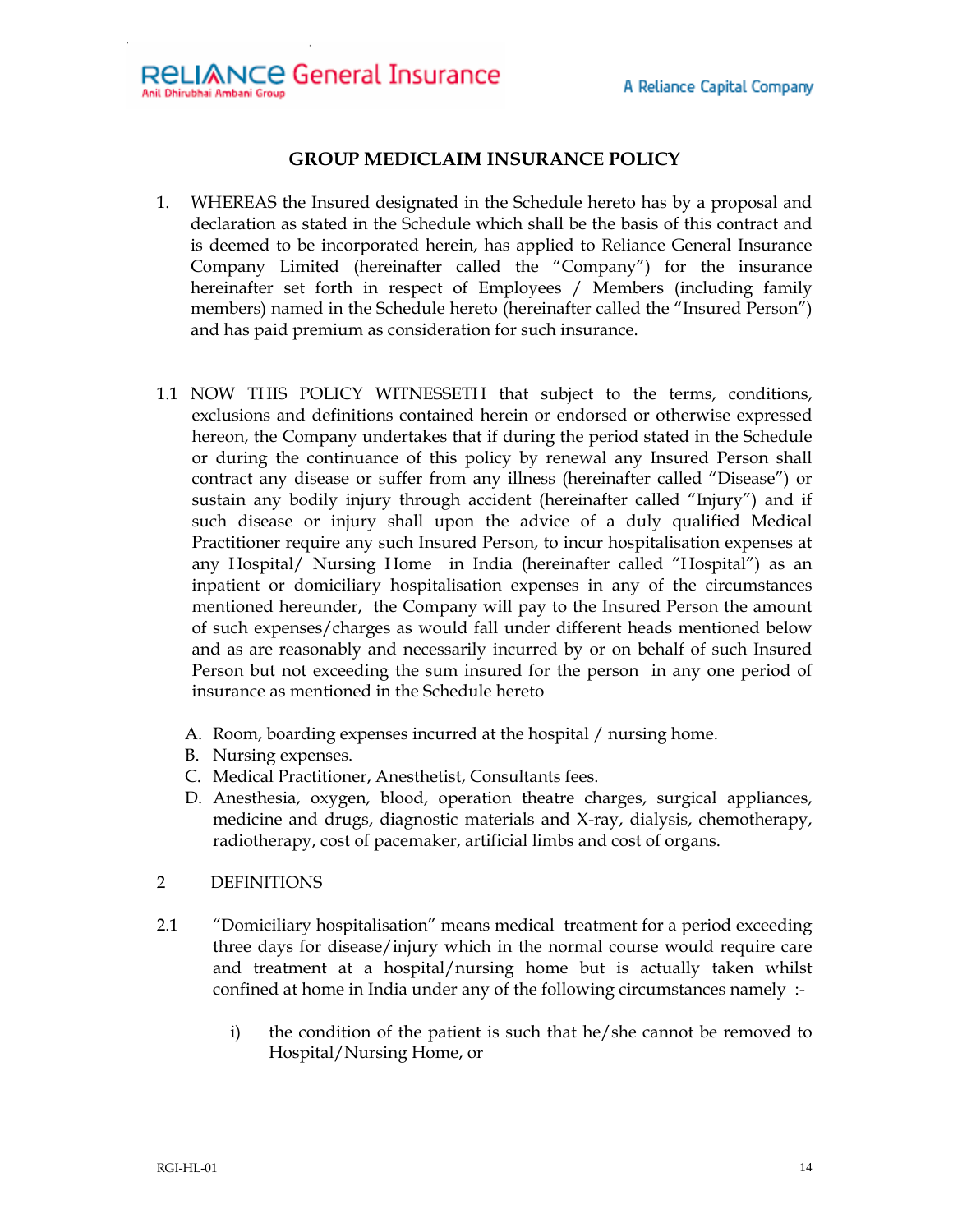# GROUP MEDICLAIM INSURANCE POLICY

1. WHEREAS the Insured designated in the Schedule hereto has by a proposal and declaration as stated in the Schedule which shall be the basis of this contract and is deemed to be incorporated herein, has applied to Reliance General Insurance Company Limited (hereinafter called the "Company") for the insurance hereinafter set forth in respect of Employees / Members (including family members) named in the Schedule hereto (hereinafter called the "Insured Person") and has paid premium as consideration for such insurance.

1.1 NOW THIS POLICY WITNESSETH that subject to the terms, conditions, exclusions and definitions contained herein or endorsed or otherwise expressed hereon, the Company undertakes that if during the period stated in the Schedule or during the continuance of this policy by renewal any Insured Person shall contract any disease or suffer from any illness (hereinafter called "Disease") or sustain any bodily injury through accident (hereinafter called "Injury") and if such disease or injury shall upon the advice of a duly qualified Medical Practitioner require any such Insured Person, to incur hospitalisation expenses at any Hospital/ Nursing Home in India (hereinafter called "Hospital") as an inpatient or domiciliary hospitalisation expenses in any of the circumstances mentioned hereunder, the Company will pay to the Insured Person the amount of such expenses/charges as would fall under different heads mentioned below and as are reasonably and necessarily incurred by or on behalf of such Insured Person but not exceeding the sum insured for the person in any one period of insurance as mentioned in the Schedule hereto

   A. Room, boarding expenses incurred at the hospital / nursing home.
   B. Nursing expenses.
   C. Medical Practitioner, Anesthetist, Consultants fees.
   D. Anesthesia, oxygen, blood, operation theatre charges, surgical appliances, medicine and drugs, diagnostic materials and X-ray, dialysis, chemotherapy, radiotherapy, cost of pacemaker, artificial limbs and cost of organs.

2 DEFINITIONS

2.1 "Domiciliary hospitalisation" means medical treatment for a period exceeding three days for disease/injury which in the normal course would require care and treatment at a hospital/nursing home but is actually taken whilst confined at home in India under any of the following circumstances namely :-

   i) the condition of the patient is such that he/she cannot be removed to Hospital/Nursing Home, or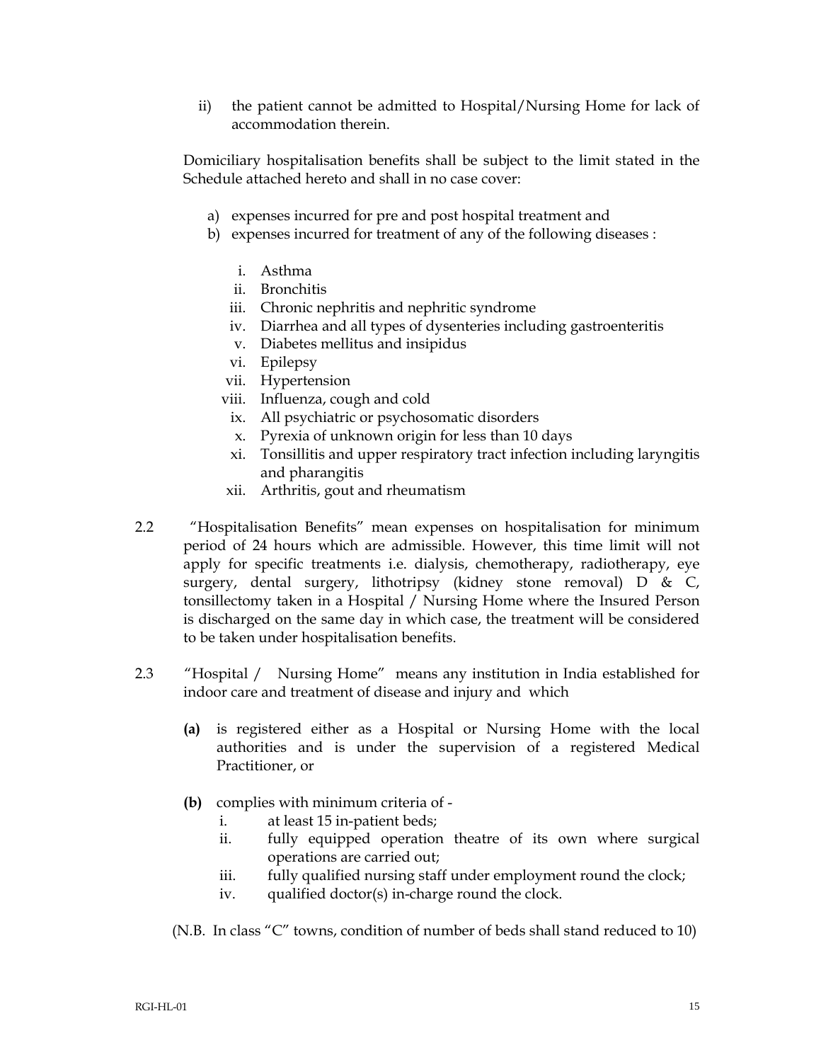ii) the patient cannot be admitted to Hospital/Nursing Home for lack of accommodation therein.

Domiciliary hospitalisation benefits shall be subject to the limit stated in the Schedule attached hereto and shall in no case cover:

a) expenses incurred for pre and post hospital treatment and
b) expenses incurred for treatment of any of the following diseases :

    i. Asthma
    ii. Bronchitis
    iii. Chronic nephritis and nephritic syndrome
    iv. Diarrhea and all types of dysenteries including gastroenteritis
    v. Diabetes mellitus and insipidus
    vi. Epilepsy
    vii. Hypertension
    viii. Influenza, cough and cold
    ix. All psychiatric or psychosomatic disorders
    x. Pyrexia of unknown origin for less than 10 days
    xi. Tonsillitis and upper respiratory tract infection including laryngitis and pharangitis
    xii. Arthritis, gout and rheumatism

2.2 "Hospitalisation Benefits" mean expenses on hospitalisation for minimum period of 24 hours which are admissible. However, this time limit will not apply for specific treatments i.e. dialysis, chemotherapy, radiotherapy, eye surgery, dental surgery, lithotripsy (kidney stone removal) D & C, tonsillectomy taken in a Hospital / Nursing Home where the Insured Person is discharged on the same day in which case, the treatment will be considered to be taken under hospitalisation benefits.

2.3 "Hospital / Nursing Home" means any institution in India established for indoor care and treatment of disease and injury and which

**(a)** is registered either as a Hospital or Nursing Home with the local authorities and is under the supervision of a registered Medical Practitioner, or

**(b)** complies with minimum criteria of -

    i. at least 15 in-patient beds;
    ii. fully equipped operation theatre of its own where surgical operations are carried out;
    iii. fully qualified nursing staff under employment round the clock;
    iv. qualified doctor(s) in-charge round the clock.

(N.B. In class "C" towns, condition of number of beds shall stand reduced to 10)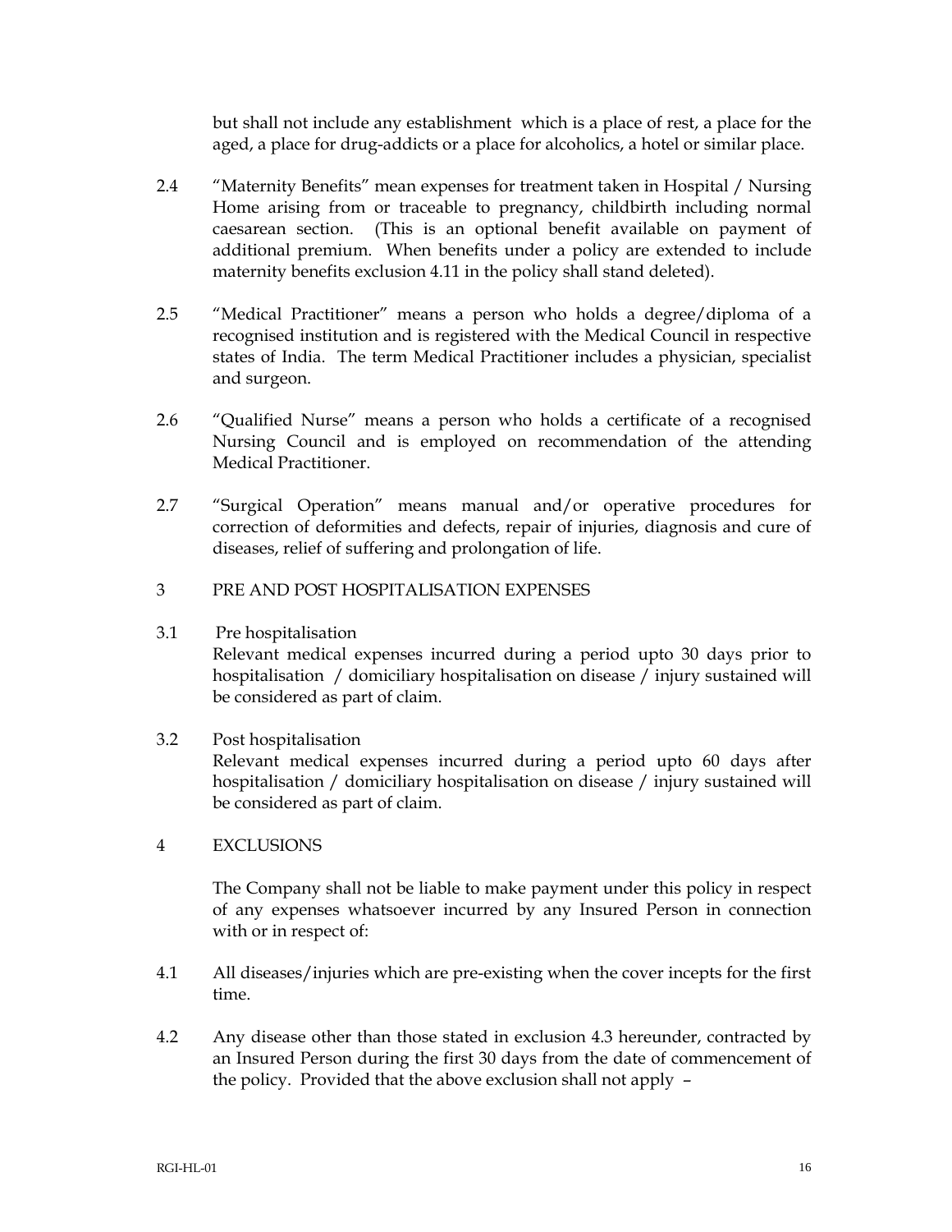but shall not include any establishment which is a place of rest, a place for the aged, a place for drug-addicts or a place for alcoholics, a hotel or similar place.

2.4 "Maternity Benefits" mean expenses for treatment taken in Hospital / Nursing Home arising from or traceable to pregnancy, childbirth including normal caesarean section. (This is an optional benefit available on payment of additional premium. When benefits under a policy are extended to include maternity benefits exclusion 4.11 in the policy shall stand deleted).

2.5 "Medical Practitioner" means a person who holds a degree/diploma of a recognised institution and is registered with the Medical Council in respective states of India. The term Medical Practitioner includes a physician, specialist and surgeon.

2.6 "Qualified Nurse" means a person who holds a certificate of a recognised Nursing Council and is employed on recommendation of the attending Medical Practitioner.

2.7 "Surgical Operation" means manual and/or operative procedures for correction of deformities and defects, repair of injuries, diagnosis and cure of diseases, relief of suffering and prolongation of life.

## 3 PRE AND POST HOSPITALISATION EXPENSES

3.1 Pre hospitalisation

Relevant medical expenses incurred during a period upto 30 days prior to hospitalisation / domiciliary hospitalisation on disease / injury sustained will be considered as part of claim.

3.2 Post hospitalisation

Relevant medical expenses incurred during a period upto 60 days after hospitalisation / domiciliary hospitalisation on disease / injury sustained will be considered as part of claim.

## 4 EXCLUSIONS

The Company shall not be liable to make payment under this policy in respect of any expenses whatsoever incurred by any Insured Person in connection with or in respect of:

4.1 All diseases/injuries which are pre-existing when the cover incepts for the first time.

4.2 Any disease other than those stated in exclusion 4.3 hereunder, contracted by an Insured Person during the first 30 days from the date of commencement of the policy. Provided that the above exclusion shall not apply –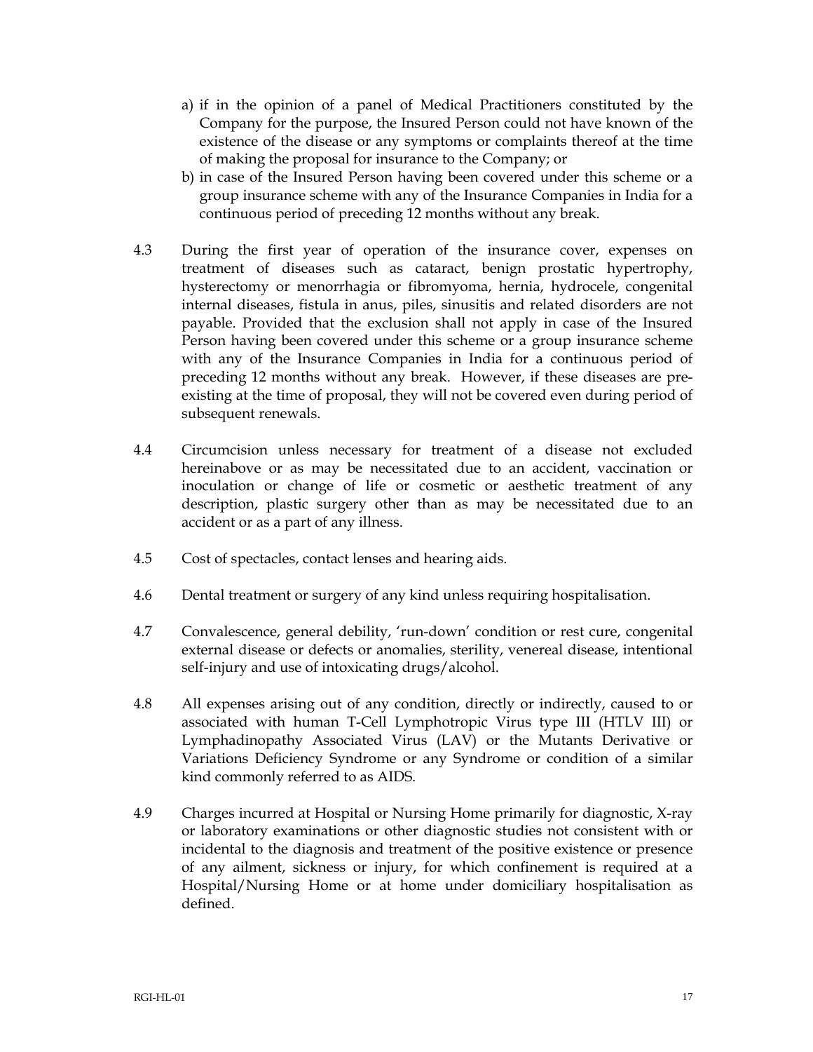a) if in the opinion of a panel of Medical Practitioners constituted by the Company for the purpose, the Insured Person could not have known of the existence of the disease or any symptoms or complaints thereof at the time of making the proposal for insurance to the Company; or

b) in case of the Insured Person having been covered under this scheme or a group insurance scheme with any of the Insurance Companies in India for a continuous period of preceding 12 months without any break.

4.3 During the first year of operation of the insurance cover, expenses on treatment of diseases such as cataract, benign prostatic hypertrophy, hysterectomy or menorrhagia or fibromyoma, hernia, hydrocele, congenital internal diseases, fistula in anus, piles, sinusitis and related disorders are not payable. Provided that the exclusion shall not apply in case of the Insured Person having been covered under this scheme or a group insurance scheme with any of the Insurance Companies in India for a continuous period of preceding 12 months without any break. However, if these diseases are pre-existing at the time of proposal, they will not be covered even during period of subsequent renewals.

4.4 Circumcision unless necessary for treatment of a disease not excluded hereinabove or as may be necessitated due to an accident, vaccination or inoculation or change of life or cosmetic or aesthetic treatment of any description, plastic surgery other than as may be necessitated due to an accident or as a part of any illness.

4.5 Cost of spectacles, contact lenses and hearing aids.

4.6 Dental treatment or surgery of any kind unless requiring hospitalisation.

4.7 Convalescence, general debility, 'run-down' condition or rest cure, congenital external disease or defects or anomalies, sterility, venereal disease, intentional self-injury and use of intoxicating drugs/alcohol.

4.8 All expenses arising out of any condition, directly or indirectly, caused to or associated with human T-Cell Lymphotropic Virus type III (HTLV III) or Lymphadinopathy Associated Virus (LAV) or the Mutants Derivative or Variations Deficiency Syndrome or any Syndrome or condition of a similar kind commonly referred to as AIDS.

4.9 Charges incurred at Hospital or Nursing Home primarily for diagnostic, X-ray or laboratory examinations or other diagnostic studies not consistent with or incidental to the diagnosis and treatment of the positive existence or presence of any ailment, sickness or injury, for which confinement is required at a Hospital/Nursing Home or at home under domiciliary hospitalisation as defined.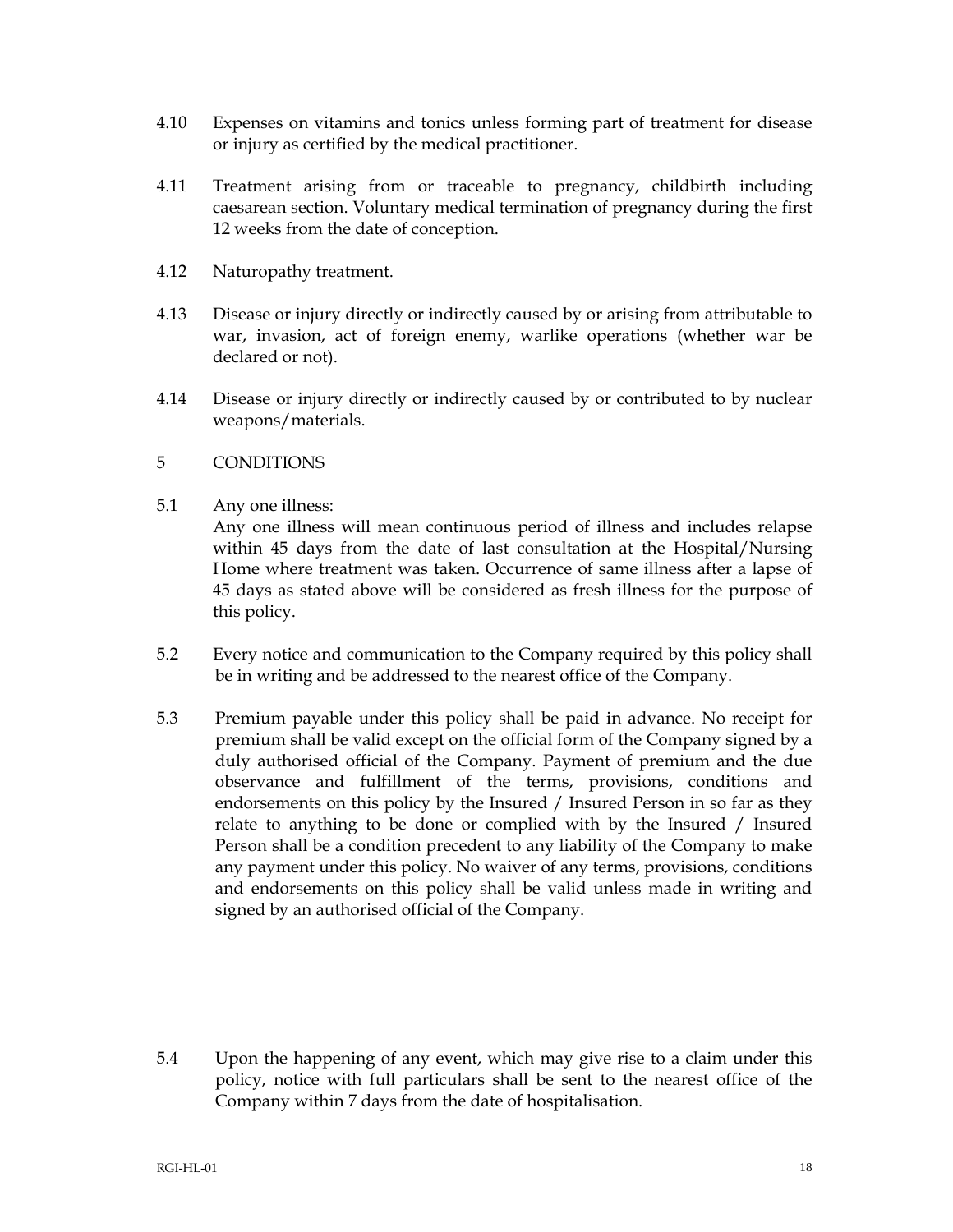4.10 Expenses on vitamins and tonics unless forming part of treatment for disease or injury as certified by the medical practitioner.

4.11 Treatment arising from or traceable to pregnancy, childbirth including caesarean section. Voluntary medical termination of pregnancy during the first 12 weeks from the date of conception.

4.12 Naturopathy treatment.

4.13 Disease or injury directly or indirectly caused by or arising from attributable to war, invasion, act of foreign enemy, warlike operations (whether war be declared or not).

4.14 Disease or injury directly or indirectly caused by or contributed to by nuclear weapons/materials.

5 CONDITIONS

5.1 Any one illness:
Any one illness will mean continuous period of illness and includes relapse within 45 days from the date of last consultation at the Hospital/Nursing Home where treatment was taken. Occurrence of same illness after a lapse of 45 days as stated above will be considered as fresh illness for the purpose of this policy.

5.2 Every notice and communication to the Company required by this policy shall be in writing and be addressed to the nearest office of the Company.

5.3 Premium payable under this policy shall be paid in advance. No receipt for premium shall be valid except on the official form of the Company signed by a duly authorised official of the Company. Payment of premium and the due observance and fulfillment of the terms, provisions, conditions and endorsements on this policy by the Insured / Insured Person in so far as they relate to anything to be done or complied with by the Insured / Insured Person shall be a condition precedent to any liability of the Company to make any payment under this policy. No waiver of any terms, provisions, conditions and endorsements on this policy shall be valid unless made in writing and signed by an authorised official of the Company.

5.4 Upon the happening of any event, which may give rise to a claim under this policy, notice with full particulars shall be sent to the nearest office of the Company within 7 days from the date of hospitalisation.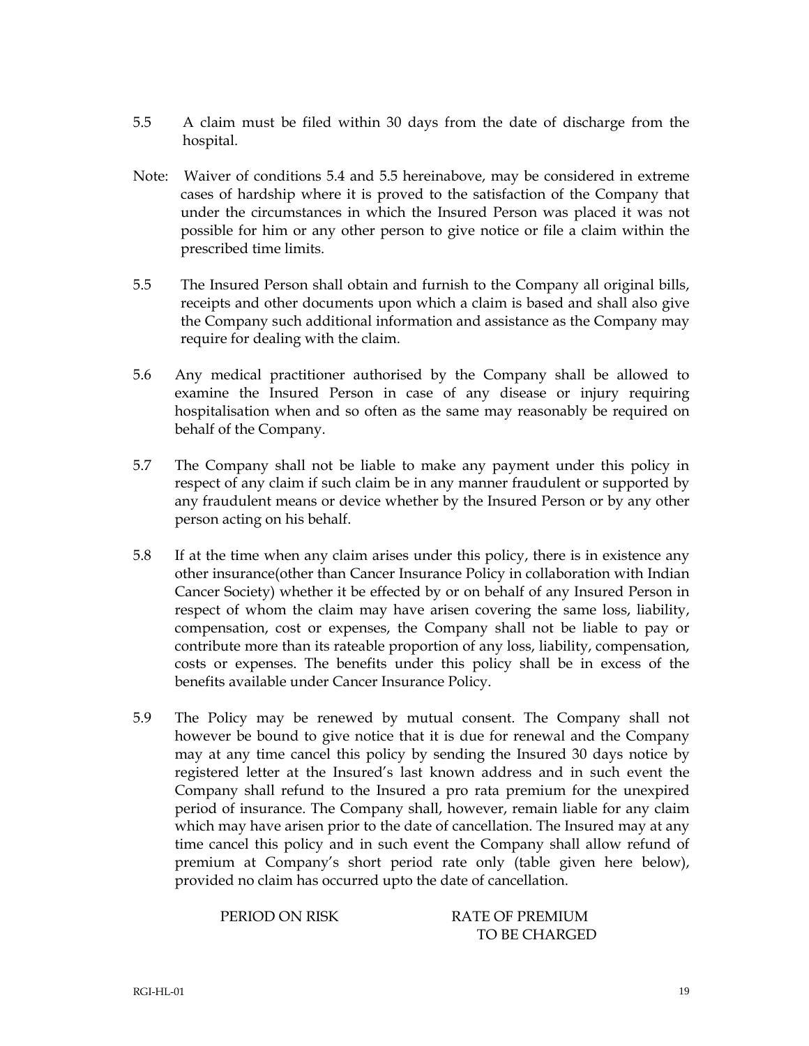5.5 A claim must be filed within 30 days from the date of discharge from the hospital.

Note: Waiver of conditions 5.4 and 5.5 hereinabove, may be considered in extreme cases of hardship where it is proved to the satisfaction of the Company that under the circumstances in which the Insured Person was placed it was not possible for him or any other person to give notice or file a claim within the prescribed time limits.

5.5 The Insured Person shall obtain and furnish to the Company all original bills, receipts and other documents upon which a claim is based and shall also give the Company such additional information and assistance as the Company may require for dealing with the claim.

5.6 Any medical practitioner authorised by the Company shall be allowed to examine the Insured Person in case of any disease or injury requiring hospitalisation when and so often as the same may reasonably be required on behalf of the Company.

5.7 The Company shall not be liable to make any payment under this policy in respect of any claim if such claim be in any manner fraudulent or supported by any fraudulent means or device whether by the Insured Person or by any other person acting on his behalf.

5.8 If at the time when any claim arises under this policy, there is in existence any other insurance(other than Cancer Insurance Policy in collaboration with Indian Cancer Society) whether it be effected by or on behalf of any Insured Person in respect of whom the claim may have arisen covering the same loss, liability, compensation, cost or expenses, the Company shall not be liable to pay or contribute more than its rateable proportion of any loss, liability, compensation, costs or expenses. The benefits under this policy shall be in excess of the benefits available under Cancer Insurance Policy.

5.9 The Policy may be renewed by mutual consent. The Company shall not however be bound to give notice that it is due for renewal and the Company may at any time cancel this policy by sending the Insured 30 days notice by registered letter at the Insured's last known address and in such event the Company shall refund to the Insured a pro rata premium for the unexpired period of insurance. The Company shall, however, remain liable for any claim which may have arisen prior to the date of cancellation. The Insured may at any time cancel this policy and in such event the Company shall allow refund of premium at Company's short period rate only (table given here below), provided no claim has occurred upto the date of cancellation.

| PERIOD ON RISK | RATE OF PREMIUM TO BE CHARGED |
|---|---|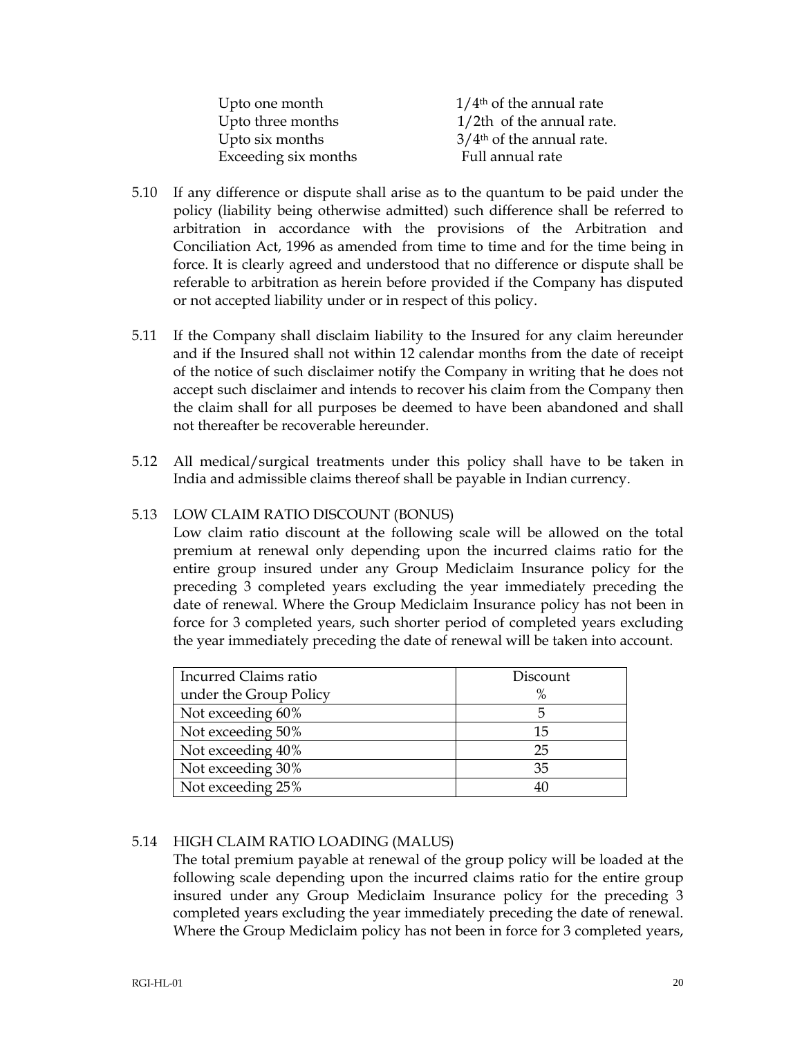| | |
|---|---|
| Upto one month | 1/4th of the annual rate |
| Upto three months | 1/2th of the annual rate. |
| Upto six months | 3/4th of the annual rate. |
| Exceeding six months | Full annual rate |

5.10 If any difference or dispute shall arise as to the quantum to be paid under the policy (liability being otherwise admitted) such difference shall be referred to arbitration in accordance with the provisions of the Arbitration and Conciliation Act, 1996 as amended from time to time and for the time being in force. It is clearly agreed and understood that no difference or dispute shall be referable to arbitration as herein before provided if the Company has disputed or not accepted liability under or in respect of this policy.

5.11 If the Company shall disclaim liability to the Insured for any claim hereunder and if the Insured shall not within 12 calendar months from the date of receipt of the notice of such disclaimer notify the Company in writing that he does not accept such disclaimer and intends to recover his claim from the Company then the claim shall for all purposes be deemed to have been abandoned and shall not thereafter be recoverable hereunder.

5.12 All medical/surgical treatments under this policy shall have to be taken in India and admissible claims thereof shall be payable in Indian currency.

5.13 LOW CLAIM RATIO DISCOUNT (BONUS)

Low claim ratio discount at the following scale will be allowed on the total premium at renewal only depending upon the incurred claims ratio for the entire group insured under any Group Mediclaim Insurance policy for the preceding 3 completed years excluding the year immediately preceding the date of renewal. Where the Group Mediclaim Insurance policy has not been in force for 3 completed years, such shorter period of completed years excluding the year immediately preceding the date of renewal will be taken into account.

| Incurred Claims ratio under the Group Policy | Discount % |
|---|---|
| Not exceeding 60% | 5 |
| Not exceeding 50% | 15 |
| Not exceeding 40% | 25 |
| Not exceeding 30% | 35 |
| Not exceeding 25% | 40 |

5.14 HIGH CLAIM RATIO LOADING (MALUS)

The total premium payable at renewal of the group policy will be loaded at the following scale depending upon the incurred claims ratio for the entire group insured under any Group Mediclaim Insurance policy for the preceding 3 completed years excluding the year immediately preceding the date of renewal. Where the Group Mediclaim policy has not been in force for 3 completed years,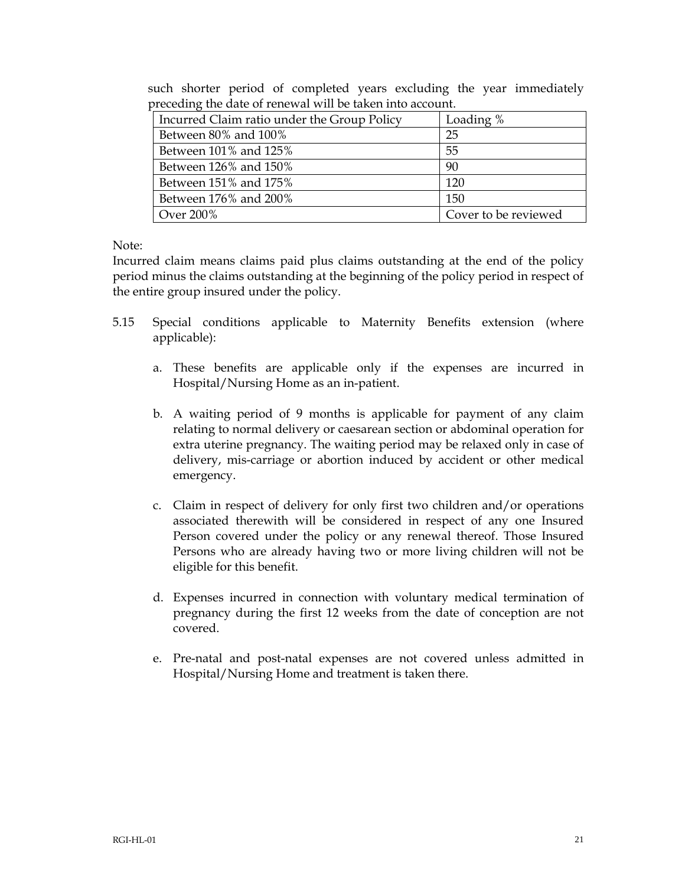such shorter period of completed years excluding the year immediately preceding the date of renewal will be taken into account.

| Incurred Claim ratio under the Group Policy | Loading % |
|---|---|
| Between 80% and 100% | 25 |
| Between 101% and 125% | 55 |
| Between 126% and 150% | 90 |
| Between 151% and 175% | 120 |
| Between 176% and 200% | 150 |
| Over 200% | Cover to be reviewed |

Note:
Incurred claim means claims paid plus claims outstanding at the end of the policy period minus the claims outstanding at the beginning of the policy period in respect of the entire group insured under the policy.

5.15 Special conditions applicable to Maternity Benefits extension (where applicable):

a. These benefits are applicable only if the expenses are incurred in Hospital/Nursing Home as an in-patient.

b. A waiting period of 9 months is applicable for payment of any claim relating to normal delivery or caesarean section or abdominal operation for extra uterine pregnancy. The waiting period may be relaxed only in case of delivery, mis-carriage or abortion induced by accident or other medical emergency.

c. Claim in respect of delivery for only first two children and/or operations associated therewith will be considered in respect of any one Insured Person covered under the policy or any renewal thereof. Those Insured Persons who are already having two or more living children will not be eligible for this benefit.

d. Expenses incurred in connection with voluntary medical termination of pregnancy during the first 12 weeks from the date of conception are not covered.

e. Pre-natal and post-natal expenses are not covered unless admitted in Hospital/Nursing Home and treatment is taken there.